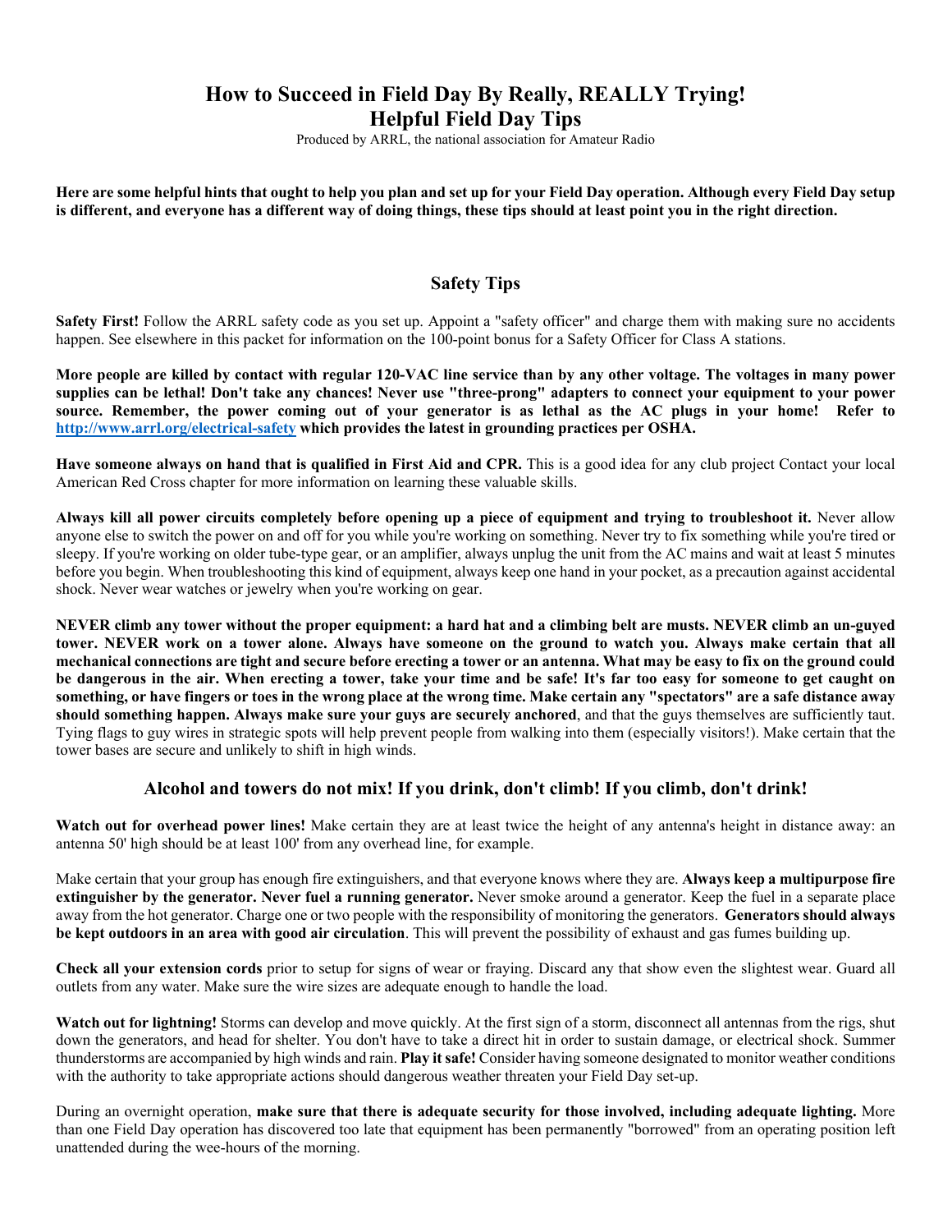# How to Succeed in Field Day By Really, REALLY Trying!
# Helpful Field Day Tips

Produced by ARRL, the national association for Amateur Radio

**Here are some helpful hints that ought to help you plan and set up for your Field Day operation. Although every Field Day setup is different, and everyone has a different way of doing things, these tips should at least point you in the right direction.**

## Safety Tips

**Safety First!** Follow the ARRL safety code as you set up. Appoint a "safety officer" and charge them with making sure no accidents happen. See elsewhere in this packet for information on the 100-point bonus for a Safety Officer for Class A stations.

**More people are killed by contact with regular 120-VAC line service than by any other voltage. The voltages in many power supplies can be lethal! Don't take any chances! Never use "three-prong" adapters to connect your equipment to your power source. Remember, the power coming out of your generator is as lethal as the AC plugs in your home! Refer to [http://www.arrl.org/electrical-safety](http://www.arrl.org/electrical-safety) which provides the latest in grounding practices per OSHA.**

**Have someone always on hand that is qualified in First Aid and CPR.** This is a good idea for any club project Contact your local American Red Cross chapter for more information on learning these valuable skills.

**Always kill all power circuits completely before opening up a piece of equipment and trying to troubleshoot it.** Never allow anyone else to switch the power on and off for you while you're working on something. Never try to fix something while you're tired or sleepy. If you're working on older tube-type gear, or an amplifier, always unplug the unit from the AC mains and wait at least 5 minutes before you begin. When troubleshooting this kind of equipment, always keep one hand in your pocket, as a precaution against accidental shock. Never wear watches or jewelry when you're working on gear.

**NEVER climb any tower without the proper equipment: a hard hat and a climbing belt are musts. NEVER climb an un-guyed tower. NEVER work on a tower alone. Always have someone on the ground to watch you. Always make certain that all mechanical connections are tight and secure before erecting a tower or an antenna. What may be easy to fix on the ground could be dangerous in the air. When erecting a tower, take your time and be safe! It's far too easy for someone to get caught on something, or have fingers or toes in the wrong place at the wrong time. Make certain any "spectators" are a safe distance away should something happen. Always make sure your guys are securely anchored**, and that the guys themselves are sufficiently taut. Tying flags to guy wires in strategic spots will help prevent people from walking into them (especially visitors!). Make certain that the tower bases are secure and unlikely to shift in high winds.

### Alcohol and towers do not mix! If you drink, don't climb! If you climb, don't drink!

**Watch out for overhead power lines!** Make certain they are at least twice the height of any antenna's height in distance away: an antenna 50' high should be at least 100' from any overhead line, for example.

Make certain that your group has enough fire extinguishers, and that everyone knows where they are. **Always keep a multipurpose fire extinguisher by the generator. Never fuel a running generator.** Never smoke around a generator. Keep the fuel in a separate place away from the hot generator. Charge one or two people with the responsibility of monitoring the generators. **Generators should always be kept outdoors in an area with good air circulation**. This will prevent the possibility of exhaust and gas fumes building up.

**Check all your extension cords** prior to setup for signs of wear or fraying. Discard any that show even the slightest wear. Guard all outlets from any water. Make sure the wire sizes are adequate enough to handle the load.

**Watch out for lightning!** Storms can develop and move quickly. At the first sign of a storm, disconnect all antennas from the rigs, shut down the generators, and head for shelter. You don't have to take a direct hit in order to sustain damage, or electrical shock. Summer thunderstorms are accompanied by high winds and rain. **Play it safe!** Consider having someone designated to monitor weather conditions with the authority to take appropriate actions should dangerous weather threaten your Field Day set-up.

During an overnight operation, **make sure that there is adequate security for those involved, including adequate lighting.** More than one Field Day operation has discovered too late that equipment has been permanently "borrowed" from an operating position left unattended during the wee-hours of the morning.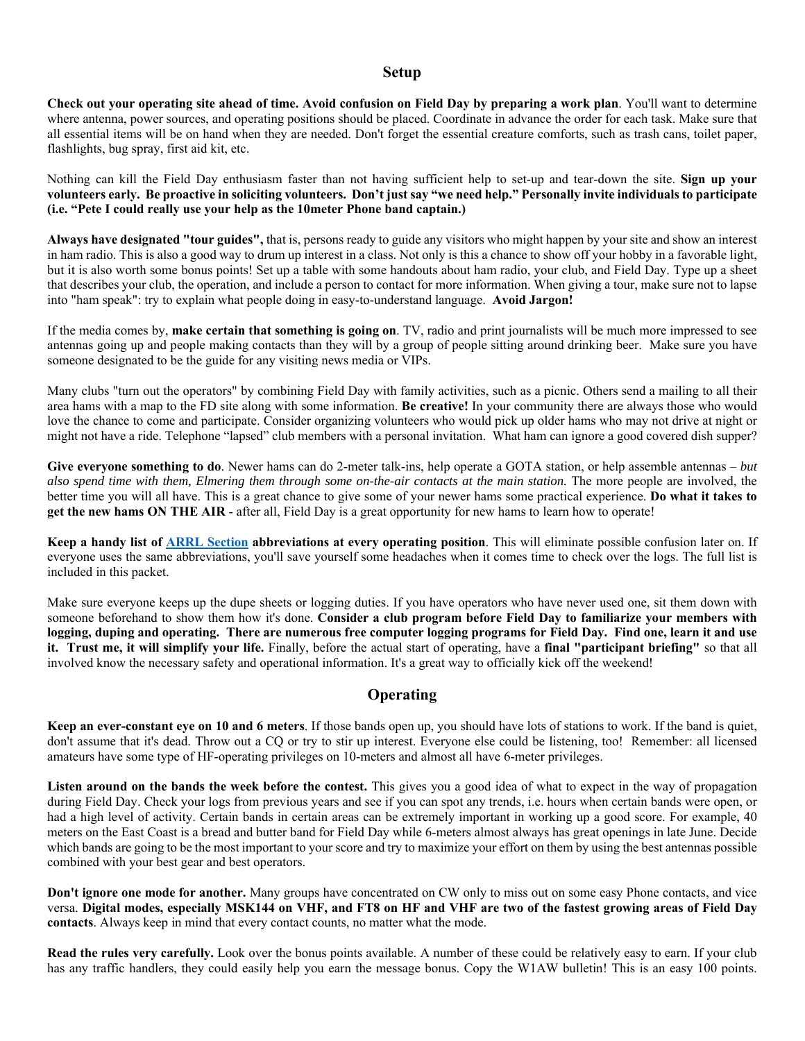## Setup

**Check out your operating site ahead of time. Avoid confusion on Field Day by preparing a work plan**. You'll want to determine where antenna, power sources, and operating positions should be placed. Coordinate in advance the order for each task. Make sure that all essential items will be on hand when they are needed. Don't forget the essential creature comforts, such as trash cans, toilet paper, flashlights, bug spray, first aid kit, etc.

Nothing can kill the Field Day enthusiasm faster than not having sufficient help to set-up and tear-down the site. **Sign up your volunteers early. Be proactive in soliciting volunteers. Don't just say "we need help." Personally invite individuals to participate (i.e. "Pete I could really use your help as the 10meter Phone band captain.)**

**Always have designated "tour guides",** that is, persons ready to guide any visitors who might happen by your site and show an interest in ham radio. This is also a good way to drum up interest in a class. Not only is this a chance to show off your hobby in a favorable light, but it is also worth some bonus points! Set up a table with some handouts about ham radio, your club, and Field Day. Type up a sheet that describes your club, the operation, and include a person to contact for more information. When giving a tour, make sure not to lapse into "ham speak": try to explain what people doing in easy-to-understand language. **Avoid Jargon!**

If the media comes by, **make certain that something is going on**. TV, radio and print journalists will be much more impressed to see antennas going up and people making contacts than they will by a group of people sitting around drinking beer. Make sure you have someone designated to be the guide for any visiting news media or VIPs.

Many clubs "turn out the operators" by combining Field Day with family activities, such as a picnic. Others send a mailing to all their area hams with a map to the FD site along with some information. **Be creative!** In your community there are always those who would love the chance to come and participate. Consider organizing volunteers who would pick up older hams who may not drive at night or might not have a ride. Telephone "lapsed" club members with a personal invitation. What ham can ignore a good covered dish supper?

**Give everyone something to do**. Newer hams can do 2-meter talk-ins, help operate a GOTA station, or help assemble antennas – *but also spend time with them, Elmering them through some on-the-air contacts at the main station.* The more people are involved, the better time you will all have. This is a great chance to give some of your newer hams some practical experience. **Do what it takes to get the new hams ON THE AIR** - after all, Field Day is a great opportunity for new hams to learn how to operate!

**Keep a handy list of [ARRL Section](ARRL Section) abbreviations at every operating position**. This will eliminate possible confusion later on. If everyone uses the same abbreviations, you'll save yourself some headaches when it comes time to check over the logs. The full list is included in this packet.

Make sure everyone keeps up the dupe sheets or logging duties. If you have operators who have never used one, sit them down with someone beforehand to show them how it's done. **Consider a club program before Field Day to familiarize your members with logging, duping and operating. There are numerous free computer logging programs for Field Day. Find one, learn it and use it. Trust me, it will simplify your life.** Finally, before the actual start of operating, have a **final "participant briefing"** so that all involved know the necessary safety and operational information. It's a great way to officially kick off the weekend!

## Operating

**Keep an ever-constant eye on 10 and 6 meters**. If those bands open up, you should have lots of stations to work. If the band is quiet, don't assume that it's dead. Throw out a CQ or try to stir up interest. Everyone else could be listening, too! Remember: all licensed amateurs have some type of HF-operating privileges on 10-meters and almost all have 6-meter privileges.

**Listen around on the bands the week before the contest.** This gives you a good idea of what to expect in the way of propagation during Field Day. Check your logs from previous years and see if you can spot any trends, i.e. hours when certain bands were open, or had a high level of activity. Certain bands in certain areas can be extremely important in working up a good score. For example, 40 meters on the East Coast is a bread and butter band for Field Day while 6-meters almost always has great openings in late June. Decide which bands are going to be the most important to your score and try to maximize your effort on them by using the best antennas possible combined with your best gear and best operators.

**Don't ignore one mode for another.** Many groups have concentrated on CW only to miss out on some easy Phone contacts, and vice versa. **Digital modes, especially MSK144 on VHF, and FT8 on HF and VHF are two of the fastest growing areas of Field Day contacts**. Always keep in mind that every contact counts, no matter what the mode.

**Read the rules very carefully.** Look over the bonus points available. A number of these could be relatively easy to earn. If your club has any traffic handlers, they could easily help you earn the message bonus. Copy the W1AW bulletin! This is an easy 100 points.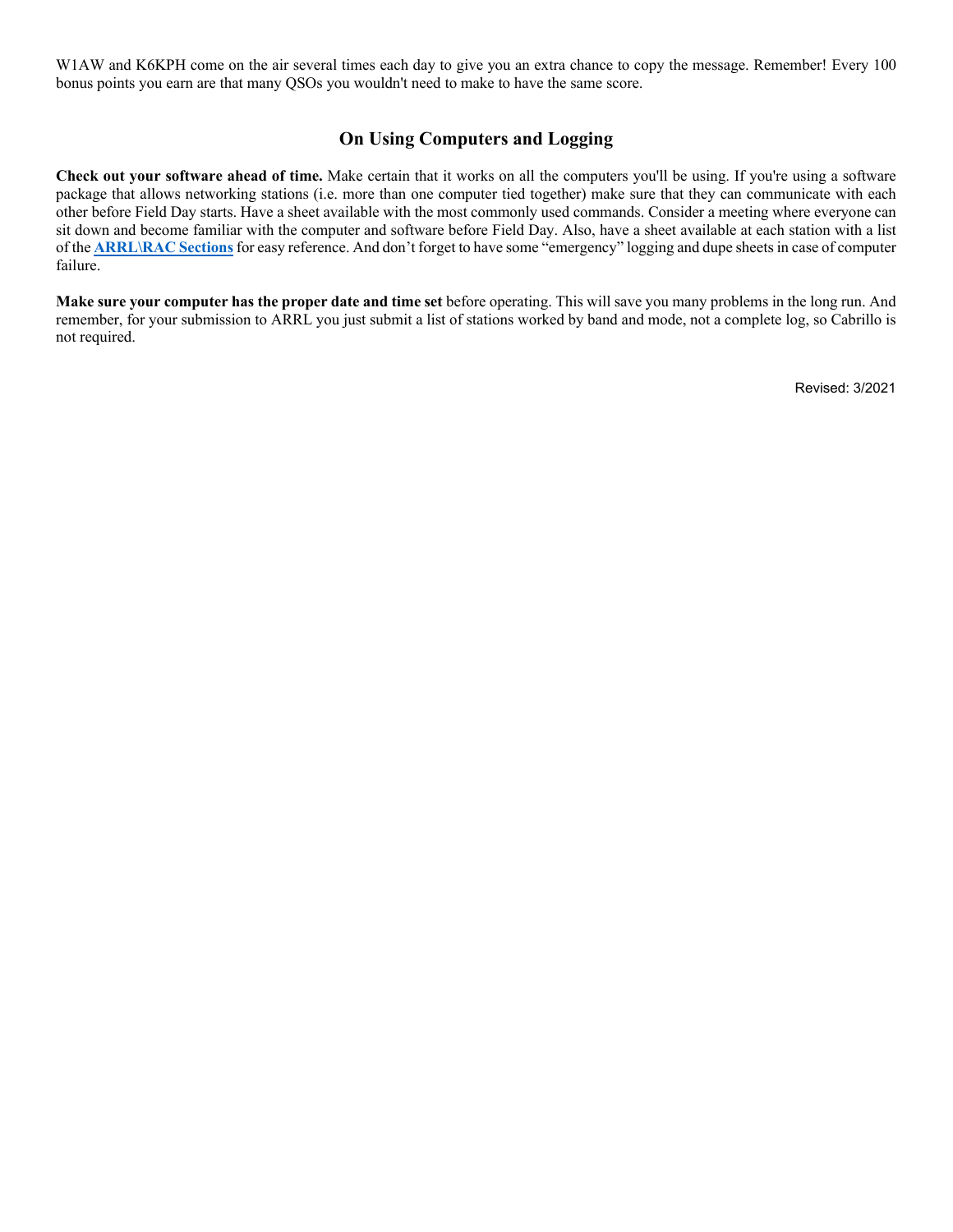W1AW and K6KPH come on the air several times each day to give you an extra chance to copy the message. Remember! Every 100 bonus points you earn are that many QSOs you wouldn't need to make to have the same score.

## On Using Computers and Logging

**Check out your software ahead of time.** Make certain that it works on all the computers you'll be using. If you're using a software package that allows networking stations (i.e. more than one computer tied together) make sure that they can communicate with each other before Field Day starts. Have a sheet available with the most commonly used commands. Consider a meeting where everyone can sit down and become familiar with the computer and software before Field Day. Also, have a sheet available at each station with a list of the **ARRL\RAC Sections** for easy reference. And don't forget to have some "emergency" logging and dupe sheets in case of computer failure.

**Make sure your computer has the proper date and time set** before operating. This will save you many problems in the long run. And remember, for your submission to ARRL you just submit a list of stations worked by band and mode, not a complete log, so Cabrillo is not required.

Revised: 3/2021